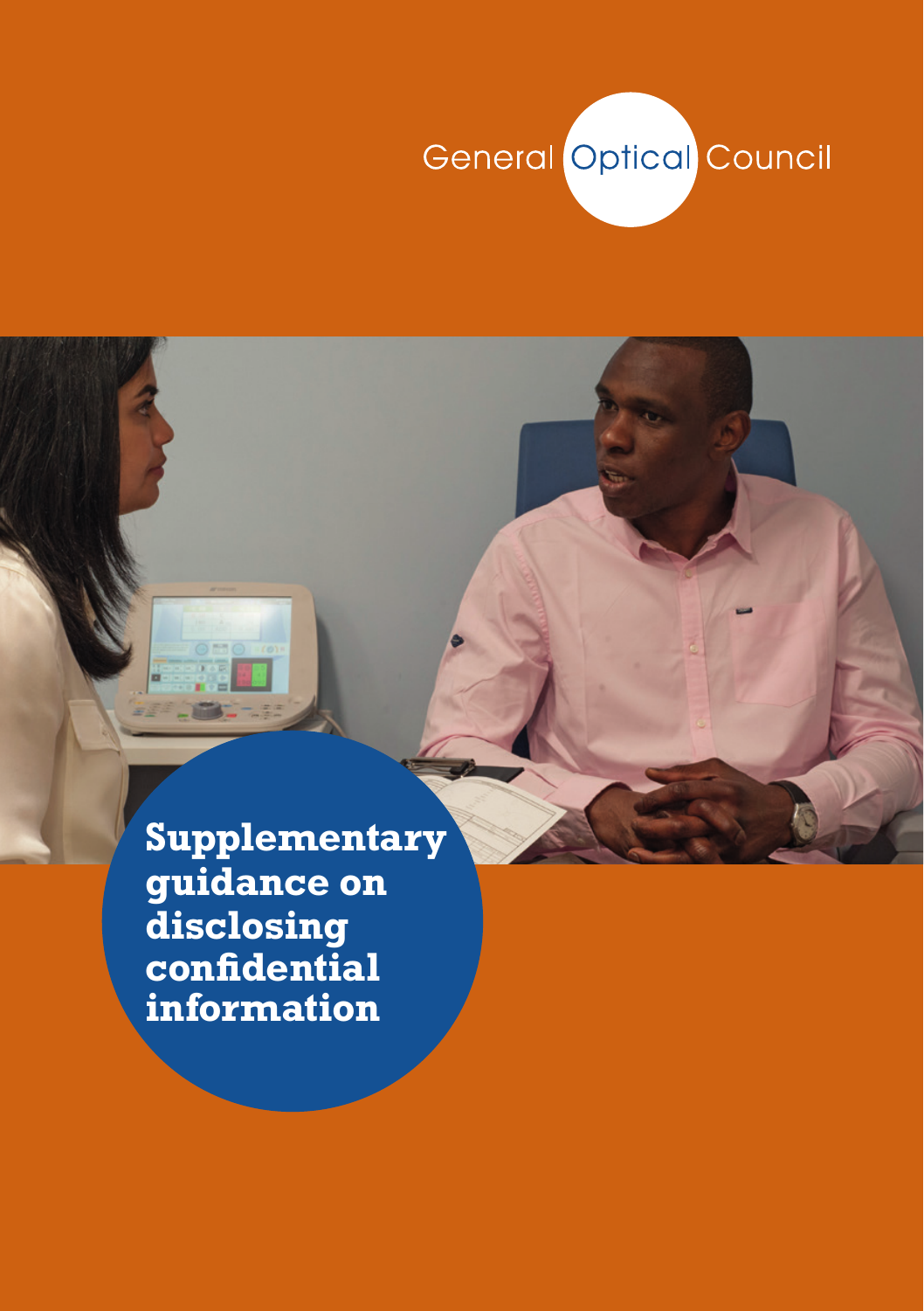General Optical Council

# Supplementary guidance on disclosing confidential information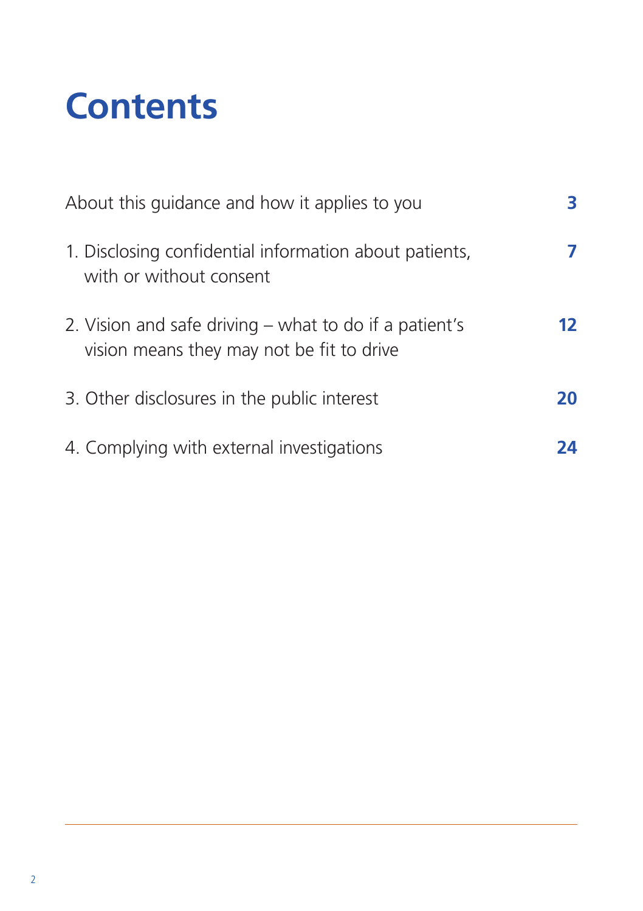# Contents

| | |
|---|---|
| About this guidance and how it applies to you | **3** |
| 1. Disclosing confidential information about patients, with or without consent | **7** |
| 2. Vision and safe driving – what to do if a patient's vision means they may not be fit to drive | **12** |
| 3. Other disclosures in the public interest | **20** |
| 4. Complying with external investigations | **24** |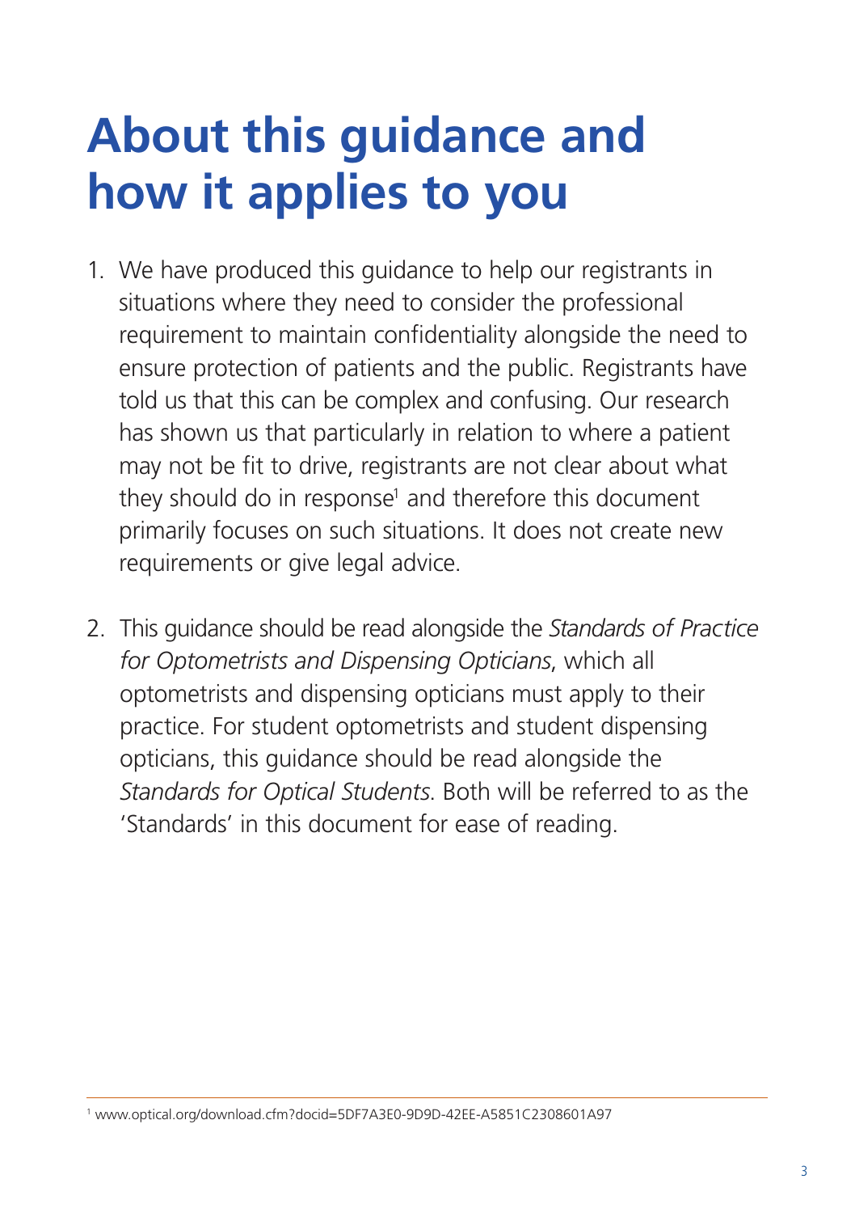# About this guidance and how it applies to you

1. We have produced this guidance to help our registrants in situations where they need to consider the professional requirement to maintain confidentiality alongside the need to ensure protection of patients and the public. Registrants have told us that this can be complex and confusing. Our research has shown us that particularly in relation to where a patient may not be fit to drive, registrants are not clear about what they should do in response[1] and therefore this document primarily focuses on such situations. It does not create new requirements or give legal advice.

2. This guidance should be read alongside the *Standards of Practice for Optometrists and Dispensing Opticians*, which all optometrists and dispensing opticians must apply to their practice. For student optometrists and student dispensing opticians, this guidance should be read alongside the *Standards for Optical Students*. Both will be referred to as the 'Standards' in this document for ease of reading.

---

[1] www.optical.org/download.cfm?docid=5DF7A3E0-9D9D-42EE-A5851C2308601A97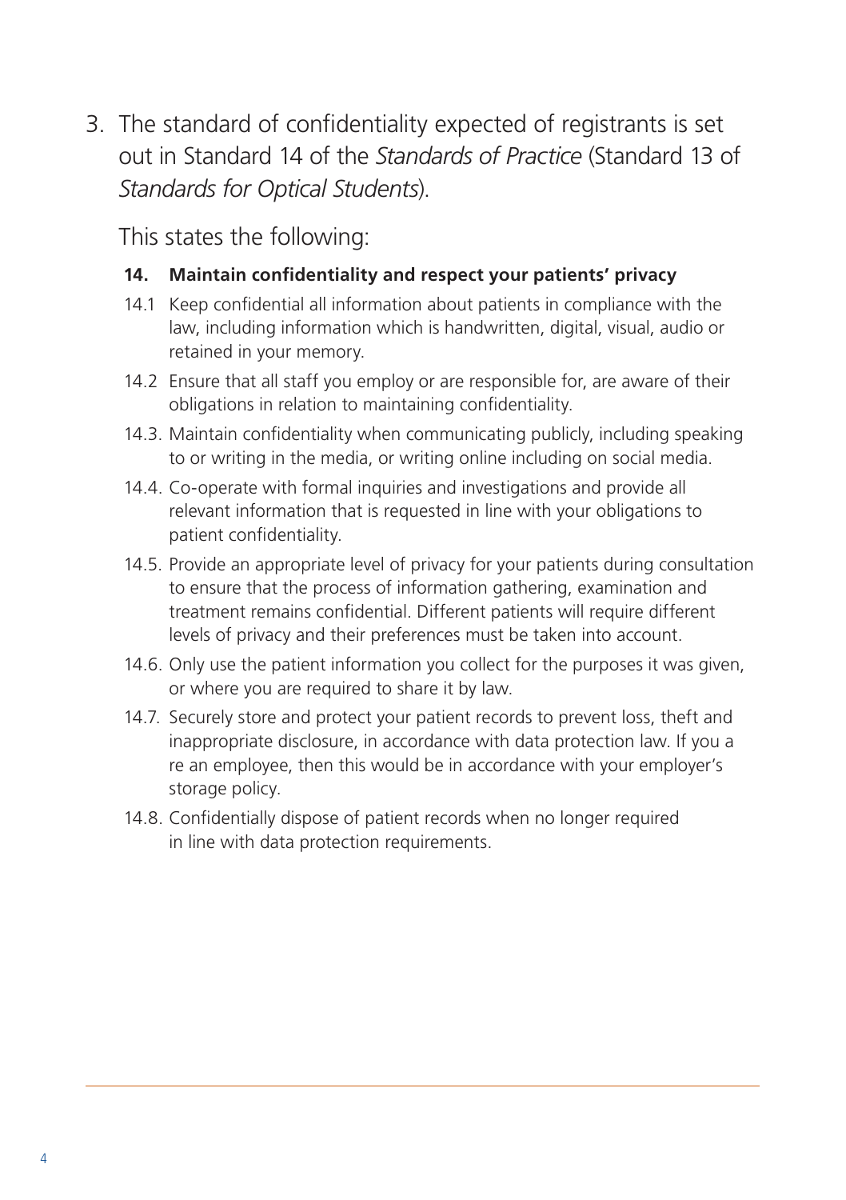3. The standard of confidentiality expected of registrants is set out in Standard 14 of the *Standards of Practice* (Standard 13 of *Standards for Optical Students*).

   This states the following:

   **14. Maintain confidentiality and respect your patients' privacy**

   14.1 Keep confidential all information about patients in compliance with the law, including information which is handwritten, digital, visual, audio or retained in your memory.

   14.2 Ensure that all staff you employ or are responsible for, are aware of their obligations in relation to maintaining confidentiality.

   14.3. Maintain confidentiality when communicating publicly, including speaking to or writing in the media, or writing online including on social media.

   14.4. Co-operate with formal inquiries and investigations and provide all relevant information that is requested in line with your obligations to patient confidentiality.

   14.5. Provide an appropriate level of privacy for your patients during consultation to ensure that the process of information gathering, examination and treatment remains confidential. Different patients will require different levels of privacy and their preferences must be taken into account.

   14.6. Only use the patient information you collect for the purposes it was given, or where you are required to share it by law.

   14.7. Securely store and protect your patient records to prevent loss, theft and inappropriate disclosure, in accordance with data protection law. If you a re an employee, then this would be in accordance with your employer's storage policy.

   14.8. Confidentially dispose of patient records when no longer required in line with data protection requirements.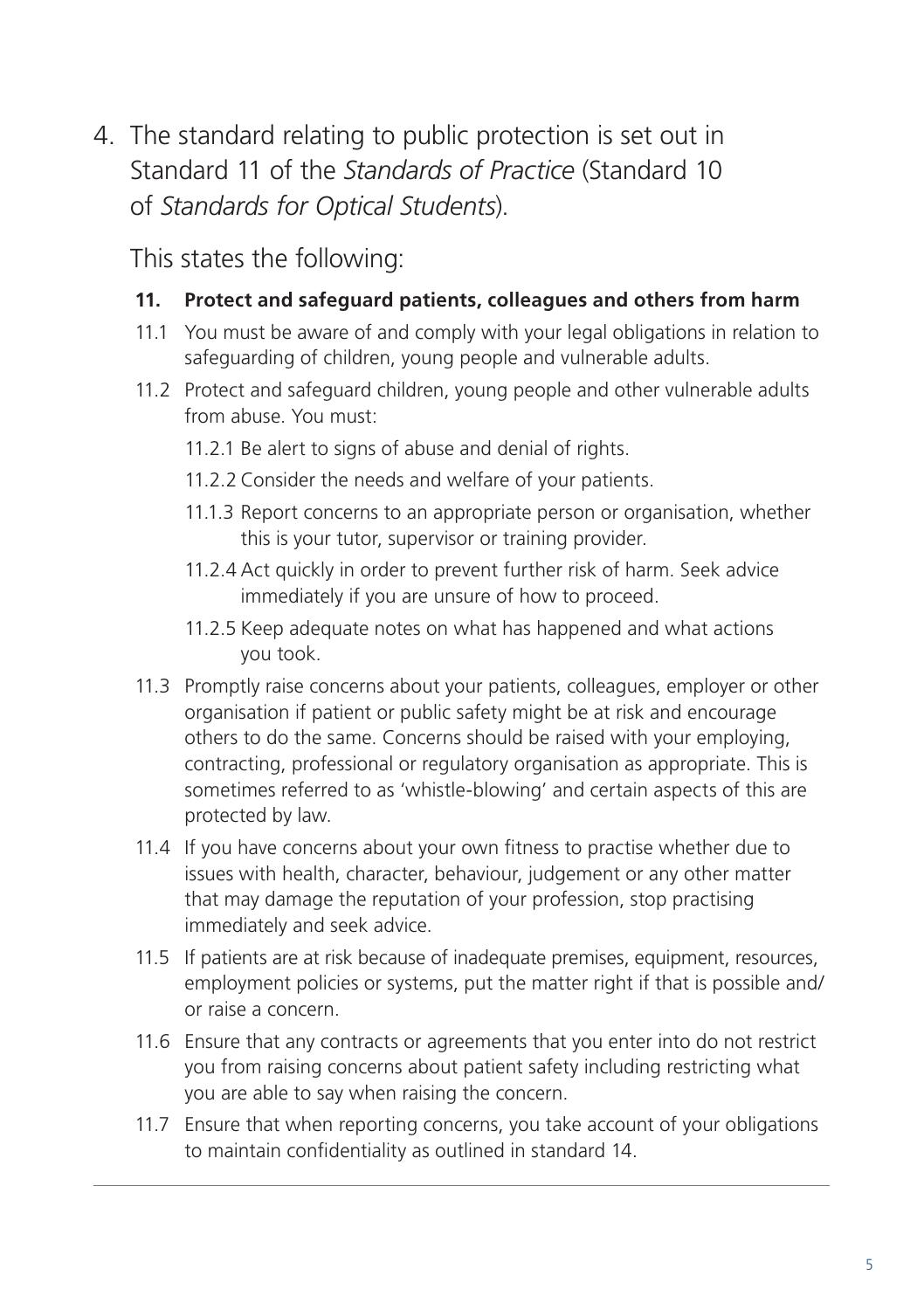4. The standard relating to public protection is set out in Standard 11 of the *Standards of Practice* (Standard 10 of *Standards for Optical Students*).

   This states the following:

   **11. Protect and safeguard patients, colleagues and others from harm**

   11.1 You must be aware of and comply with your legal obligations in relation to safeguarding of children, young people and vulnerable adults.

   11.2 Protect and safeguard children, young people and other vulnerable adults from abuse. You must:

   11.2.1 Be alert to signs of abuse and denial of rights.

   11.2.2 Consider the needs and welfare of your patients.

   11.1.3 Report concerns to an appropriate person or organisation, whether this is your tutor, supervisor or training provider.

   11.2.4 Act quickly in order to prevent further risk of harm. Seek advice immediately if you are unsure of how to proceed.

   11.2.5 Keep adequate notes on what has happened and what actions you took.

   11.3 Promptly raise concerns about your patients, colleagues, employer or other organisation if patient or public safety might be at risk and encourage others to do the same. Concerns should be raised with your employing, contracting, professional or regulatory organisation as appropriate. This is sometimes referred to as 'whistle-blowing' and certain aspects of this are protected by law.

   11.4 If you have concerns about your own fitness to practise whether due to issues with health, character, behaviour, judgement or any other matter that may damage the reputation of your profession, stop practising immediately and seek advice.

   11.5 If patients are at risk because of inadequate premises, equipment, resources, employment policies or systems, put the matter right if that is possible and/or raise a concern.

   11.6 Ensure that any contracts or agreements that you enter into do not restrict you from raising concerns about patient safety including restricting what you are able to say when raising the concern.

   11.7 Ensure that when reporting concerns, you take account of your obligations to maintain confidentiality as outlined in standard 14.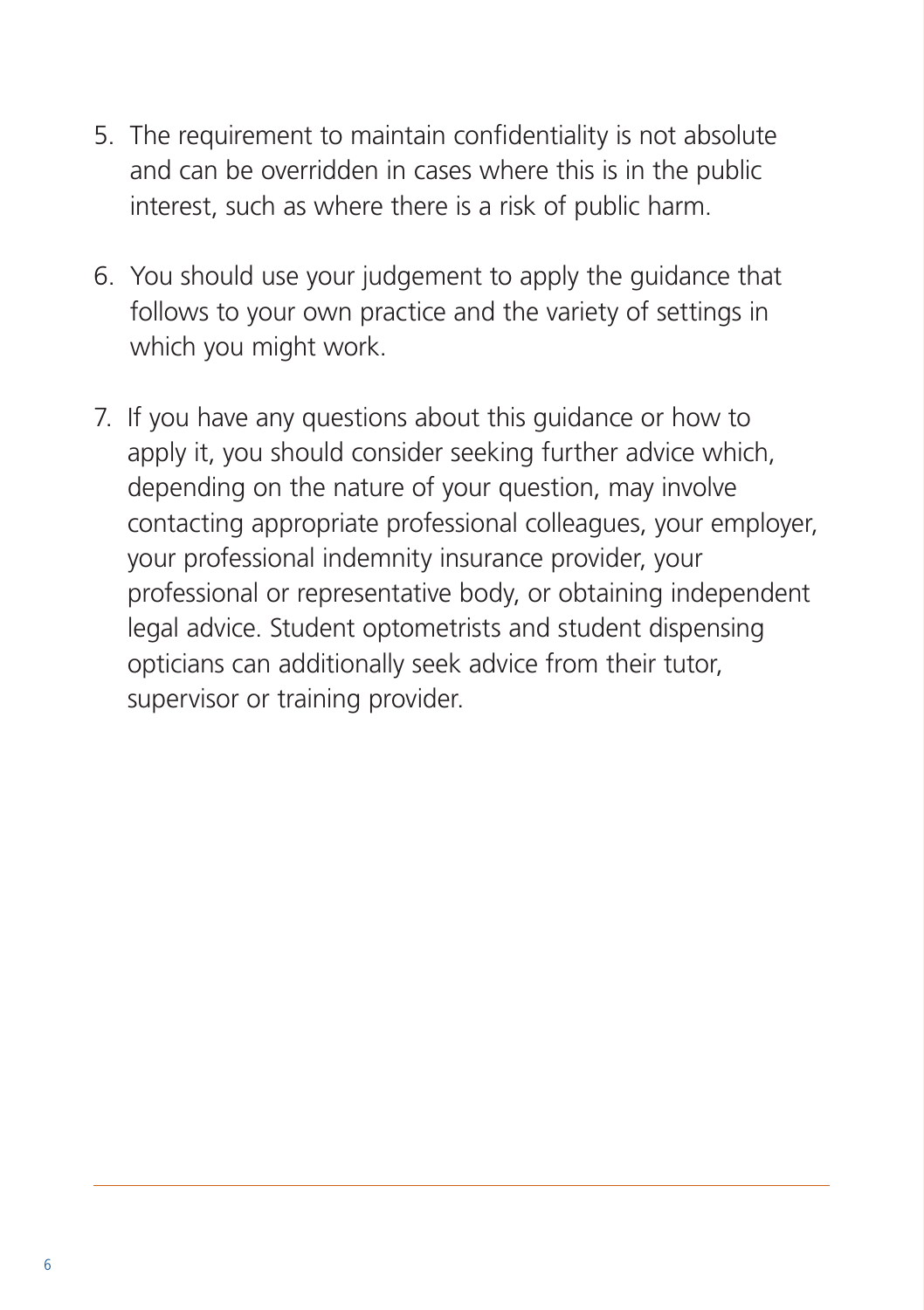5. The requirement to maintain confidentiality is not absolute and can be overridden in cases where this is in the public interest, such as where there is a risk of public harm.

6. You should use your judgement to apply the guidance that follows to your own practice and the variety of settings in which you might work.

7. If you have any questions about this guidance or how to apply it, you should consider seeking further advice which, depending on the nature of your question, may involve contacting appropriate professional colleagues, your employer, your professional indemnity insurance provider, your professional or representative body, or obtaining independent legal advice. Student optometrists and student dispensing opticians can additionally seek advice from their tutor, supervisor or training provider.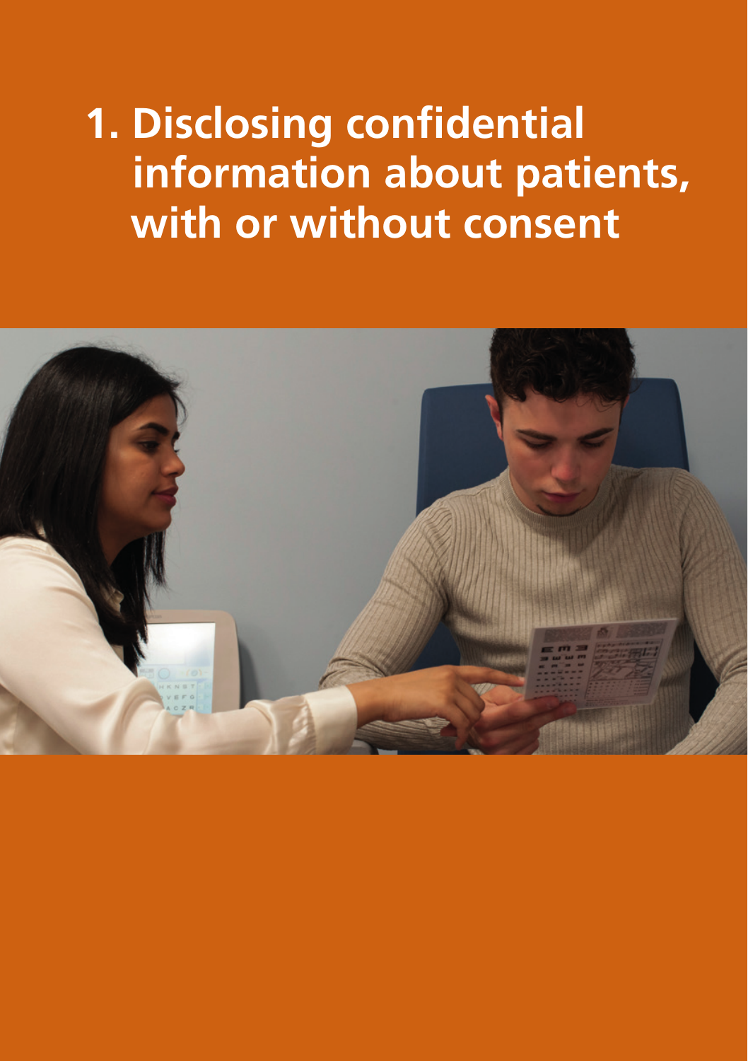# 1. Disclosing confidential information about patients, with or without consent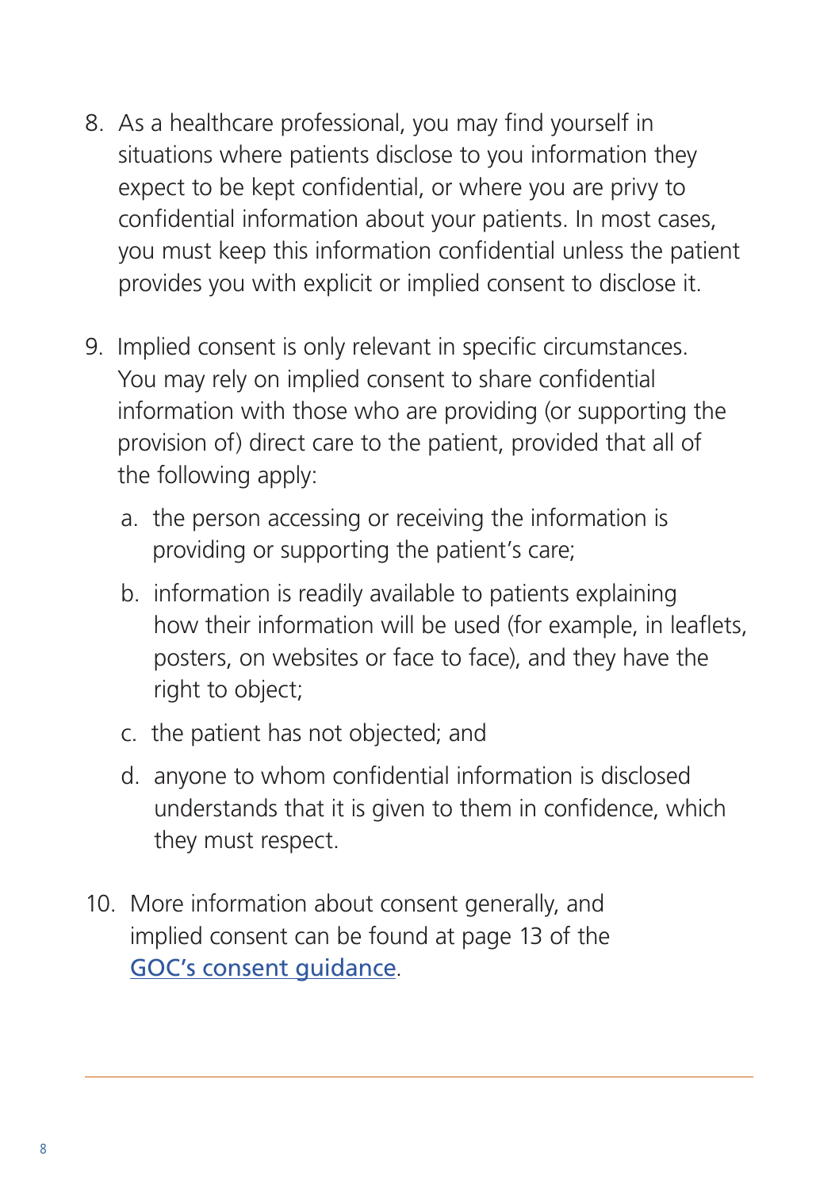8. As a healthcare professional, you may find yourself in situations where patients disclose to you information they expect to be kept confidential, or where you are privy to confidential information about your patients. In most cases, you must keep this information confidential unless the patient provides you with explicit or implied consent to disclose it.

9. Implied consent is only relevant in specific circumstances. You may rely on implied consent to share confidential information with those who are providing (or supporting the provision of) direct care to the patient, provided that all of the following apply:

   a. the person accessing or receiving the information is providing or supporting the patient's care;

   b. information is readily available to patients explaining how their information will be used (for example, in leaflets, posters, on websites or face to face), and they have the right to object;

   c. the patient has not objected; and

   d. anyone to whom confidential information is disclosed understands that it is given to them in confidence, which they must respect.

10. More information about consent generally, and implied consent can be found at page 13 of the GOC's consent guidance.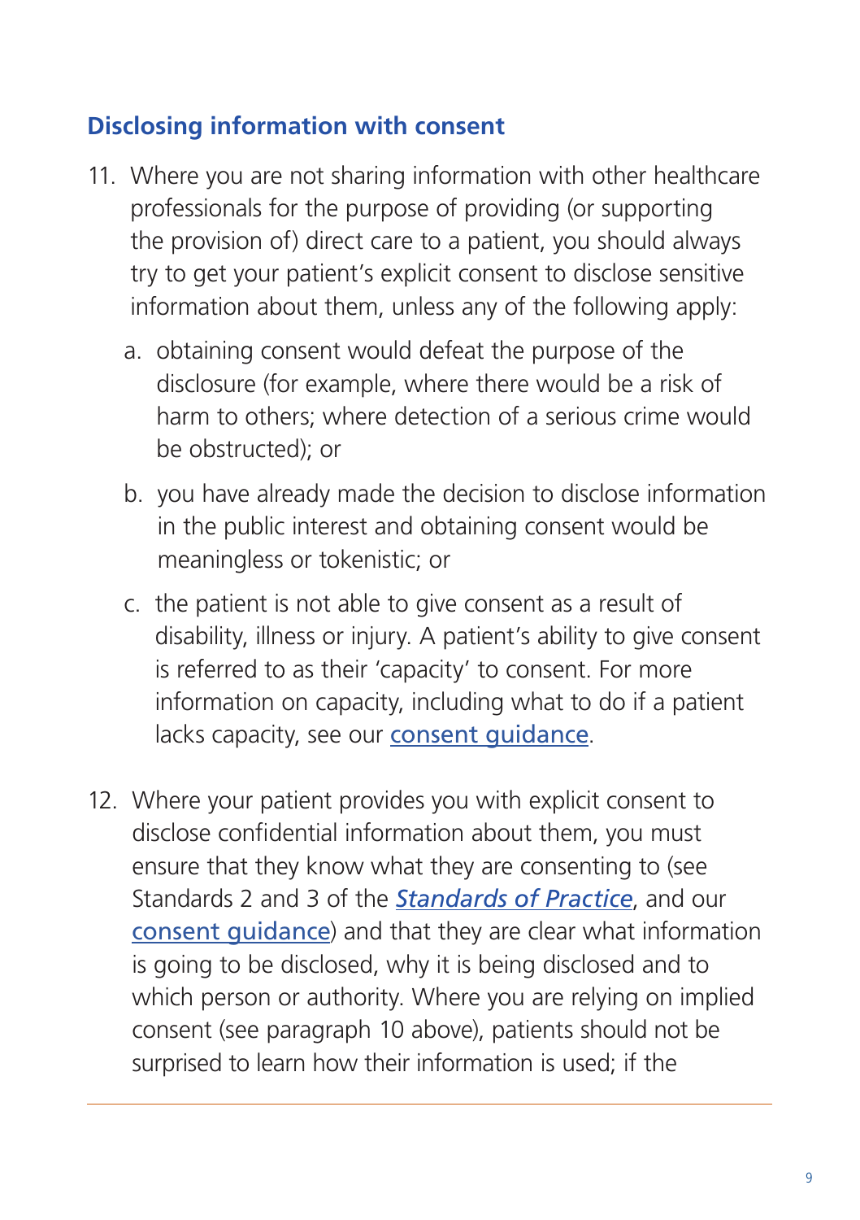## Disclosing information with consent

11. Where you are not sharing information with other healthcare professionals for the purpose of providing (or supporting the provision of) direct care to a patient, you should always try to get your patient's explicit consent to disclose sensitive information about them, unless any of the following apply:

    a. obtaining consent would defeat the purpose of the disclosure (for example, where there would be a risk of harm to others; where detection of a serious crime would be obstructed); or

    b. you have already made the decision to disclose information in the public interest and obtaining consent would be meaningless or tokenistic; or

    c. the patient is not able to give consent as a result of disability, illness or injury. A patient's ability to give consent is referred to as their 'capacity' to consent. For more information on capacity, including what to do if a patient lacks capacity, see our consent guidance.

12. Where your patient provides you with explicit consent to disclose confidential information about them, you must ensure that they know what they are consenting to (see Standards 2 and 3 of the *Standards of Practice*, and our consent guidance) and that they are clear what information is going to be disclosed, why it being disclosed and to which person or authority. Where you are relying on implied consent (see paragraph 10 above), patients should not be surprised to learn how their information is used; if the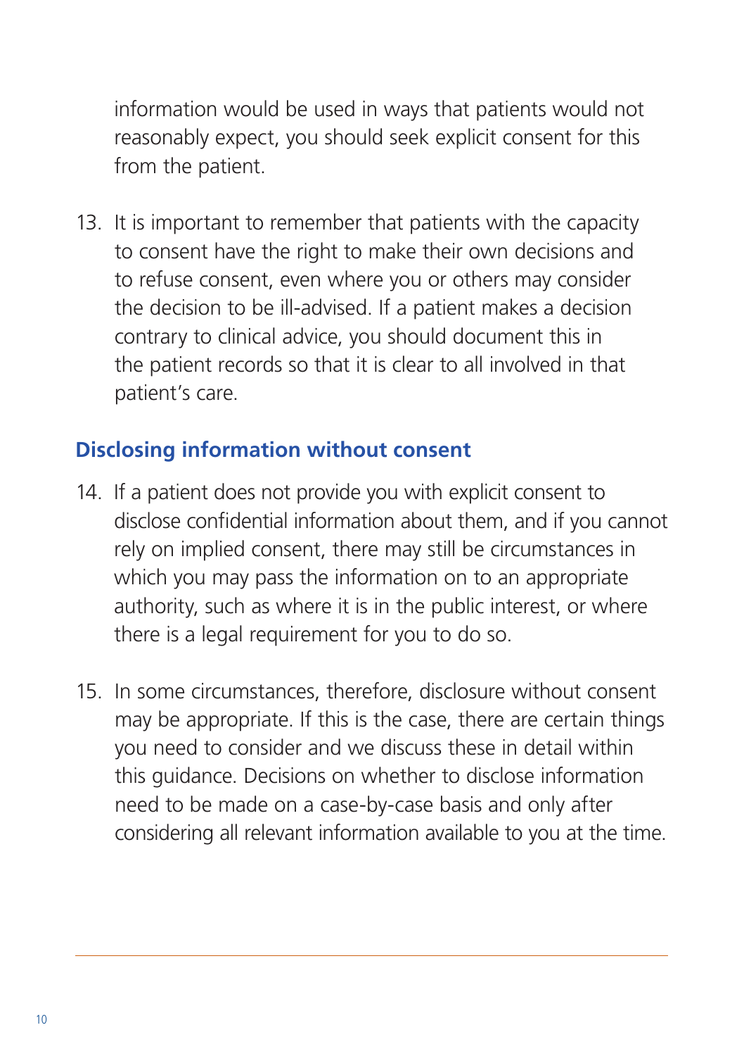information would be used in ways that patients would not reasonably expect, you should seek explicit consent for this from the patient.

13. It is important to remember that patients with the capacity to consent have the right to make their own decisions and to refuse consent, even where you or others may consider the decision to be ill-advised. If a patient makes a decision contrary to clinical advice, you should document this in the patient records so that it is clear to all involved in that patient's care.

## Disclosing information without consent

14. If a patient does not provide you with explicit consent to disclose confidential information about them, and if you cannot rely on implied consent, there may still be circumstances in which you may pass the information on to an appropriate authority, such as where it is in the public interest, or where there is a legal requirement for you to do so.

15. In some circumstances, therefore, disclosure without consent may be appropriate. If this is the case, there are certain things you need to consider and we discuss these in detail within this guidance. Decisions on whether to disclose information need to be made on a case-by-case basis and only after considering all relevant information available to you at the time.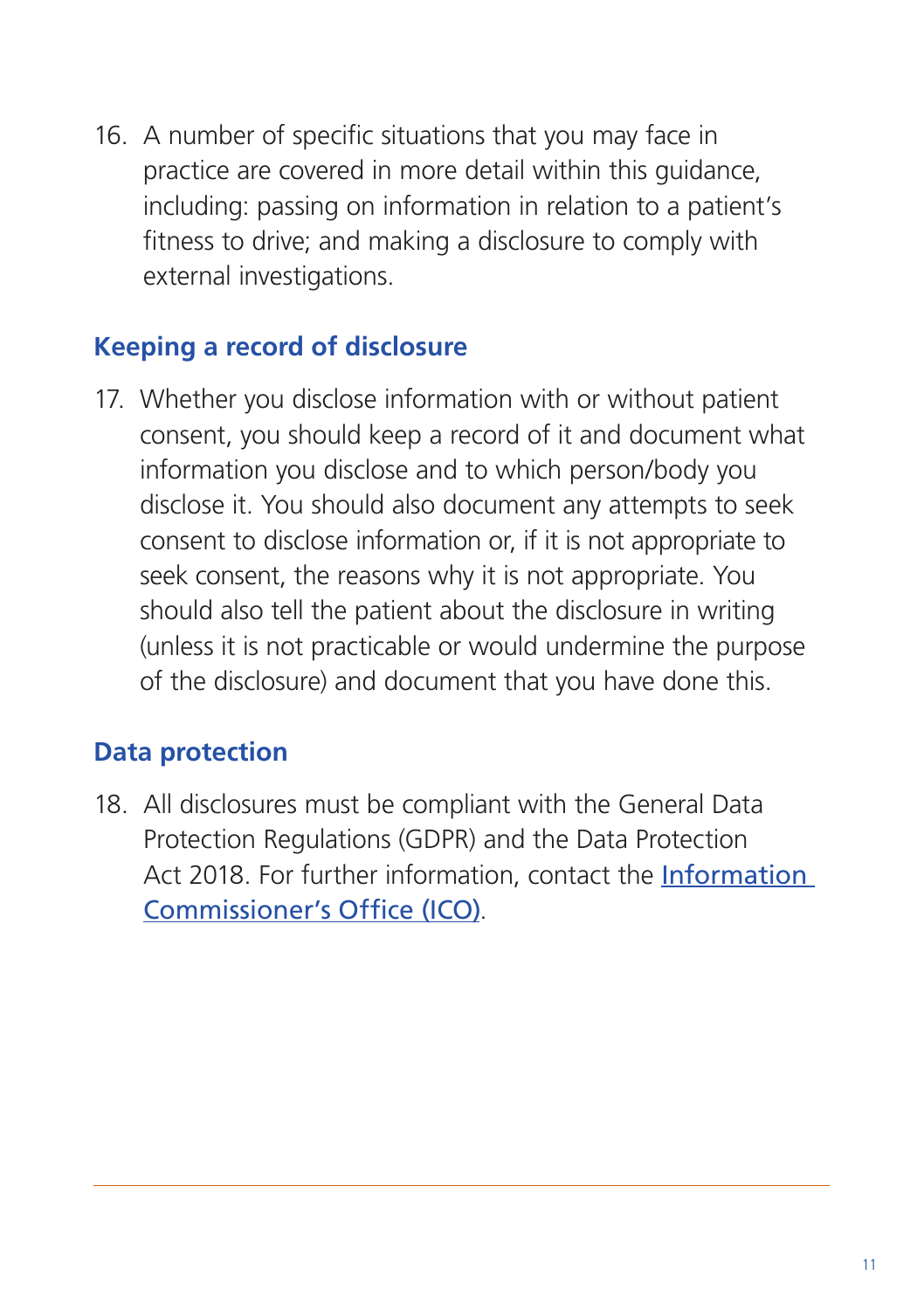16. A number of specific situations that you may face in practice are covered in more detail within this guidance, including: passing on information in relation to a patient's fitness to drive; and making a disclosure to comply with external investigations.

## Keeping a record of disclosure

17. Whether you disclose information with or without patient consent, you should keep a record of it and document what information you disclose and to which person/body you disclose it. You should also document any attempts to seek consent to disclose information or, if it is not appropriate to seek consent, the reasons why it is not appropriate. You should also tell the patient about the disclosure in writing (unless it is not practicable or would undermine the purpose of the disclosure) and document that you have done this.

## Data protection

18. All disclosures must be compliant with the General Data Protection Regulations (GDPR) and the Data Protection Act 2018. For further information, contact the Information Commissioner's Office (ICO).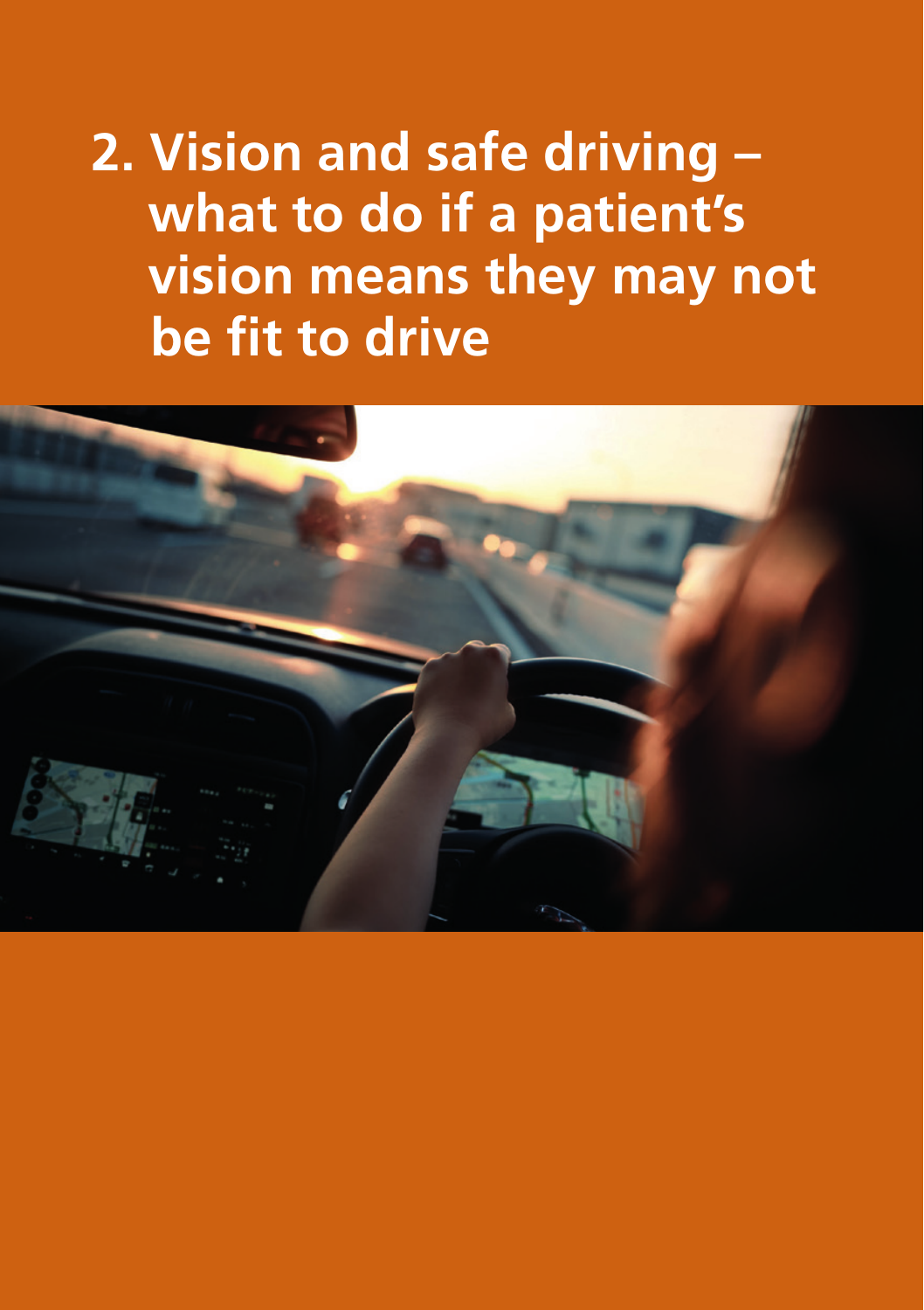# 2. Vision and safe driving – what to do if a patient's vision means they may not be fit to drive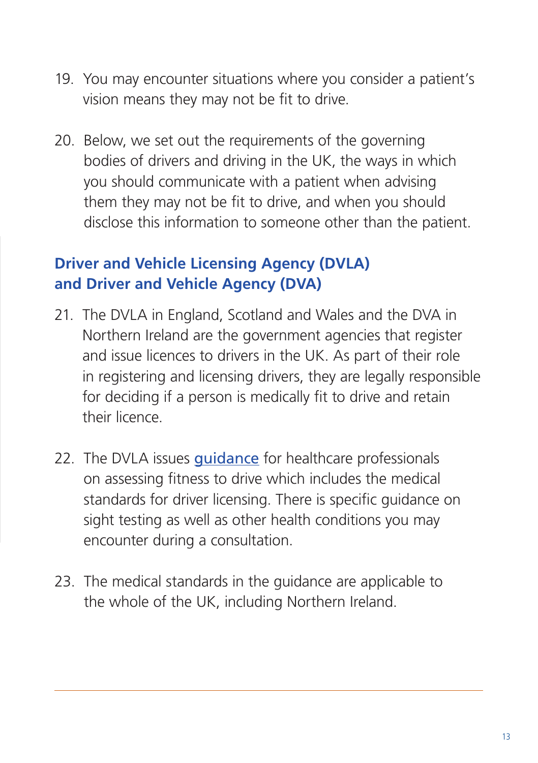19. You may encounter situations where you consider a patient's vision means they may not be fit to drive.

20. Below, we set out the requirements of the governing bodies of drivers and driving in the UK, the ways in which you should communicate with a patient when advising them they may not be fit to drive, and when you should disclose this information to someone other than the patient.

## Driver and Vehicle Licensing Agency (DVLA) and Driver and Vehicle Agency (DVA)

21. The DVLA in England, Scotland and Wales and the DVA in Northern Ireland are the government agencies that register and issue licences to drivers in the UK. As part of their role in registering and licensing drivers, they are legally responsible for deciding if a person is medically fit to drive and retain their licence.

22. The DVLA issues guidance for healthcare professionals on assessing fitness to drive which includes the medical standards for driver licensing. There is specific guidance on sight testing as well as other health conditions you may encounter during a consultation.

23. The medical standards in the guidance are applicable to the whole of the UK, including Northern Ireland.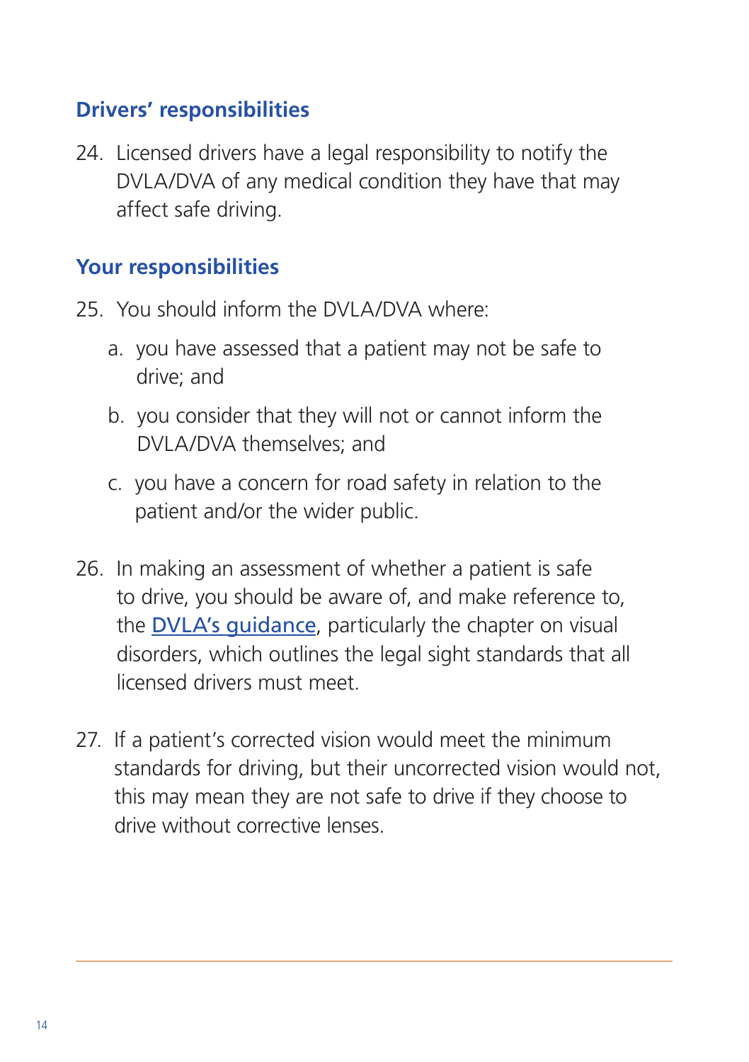## Drivers' responsibilities

24. Licensed drivers have a legal responsibility to notify the DVLA/DVA of any medical condition they have that may affect safe driving.

## Your responsibilities

25. You should inform the DVLA/DVA where:

    a. you have assessed that a patient may not be safe to drive; and

    b. you consider that they will not or cannot inform the DVLA/DVA themselves; and

    c. you have a concern for road safety in relation to the patient and/or the wider public.

26. In making an assessment of whether a patient is safe to drive, you should be aware of, and make reference to, the DVLA's guidance, particularly the chapter on visual disorders, which outlines the legal sight standards that all licensed drivers must meet.

27. If a patient's corrected vision would meet the minimum standards for driving, but their uncorrected vision would not, this may mean they are not safe to drive if they choose to drive without corrective lenses.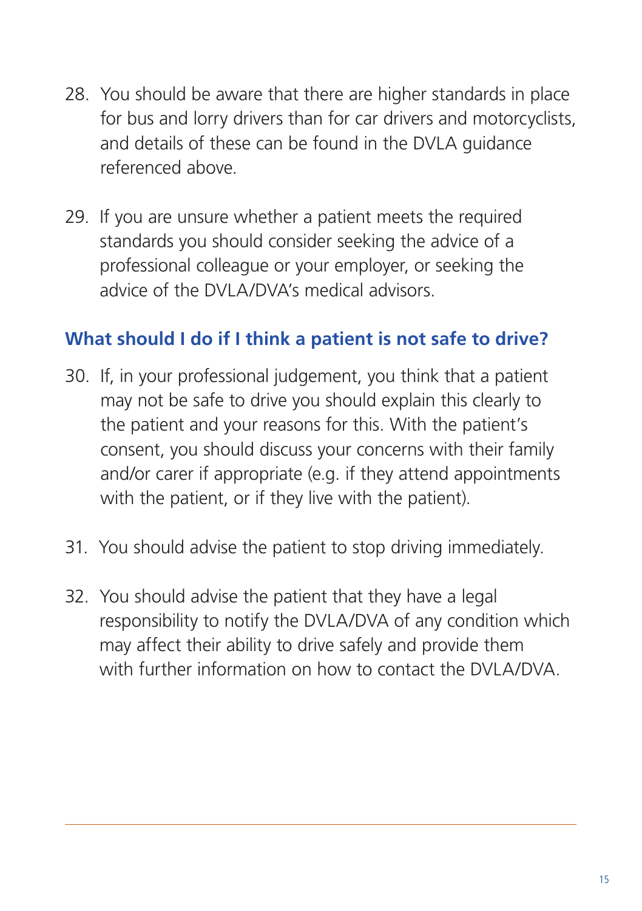28. You should be aware that there are higher standards in place for bus and lorry drivers than for car drivers and motorcyclists, and details of these can be found in the DVLA guidance referenced above.

29. If you are unsure whether a patient meets the required standards you should consider seeking the advice of a professional colleague or your employer, or seeking the advice of the DVLA/DVA's medical advisors.

## What should I do if I think a patient is not safe to drive?

30. If, in your professional judgement, you think that a patient may not be safe to drive you should explain this clearly to the patient and your reasons for this. With the patient's consent, you should discuss your concerns with their family and/or carer if appropriate (e.g. if they attend appointments with the patient, or if they live with the patient).

31. You should advise the patient to stop driving immediately.

32. You should advise the patient that they have a legal responsibility to notify the DVLA/DVA of any condition which may affect their ability to drive safely and provide them with further information on how to contact the DVLA/DVA.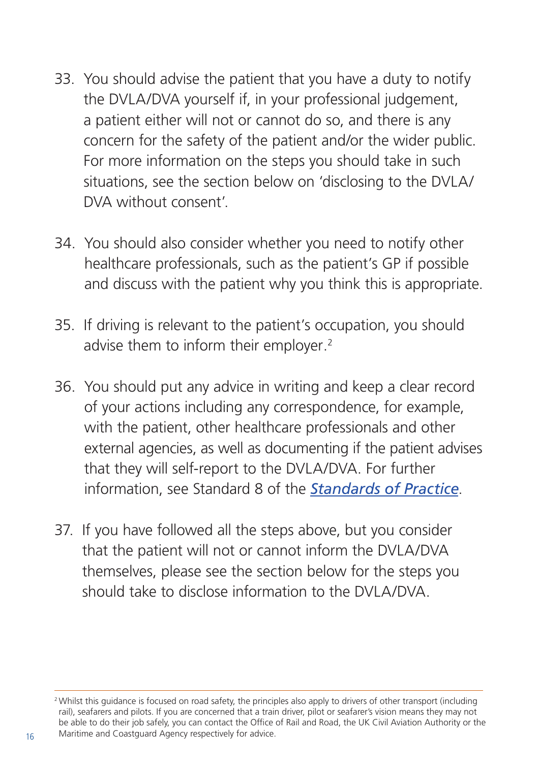33. You should advise the patient that you have a duty to notify the DVLA/DVA yourself if, in your professional judgement, a patient either will not or cannot do so, and there is any concern for the safety of the patient and/or the wider public. For more information on the steps you should take in such situations, see the section below on 'disclosing to the DVLA/DVA without consent'.

34. You should also consider whether you need to notify other healthcare professionals, such as the patient's GP if possible and discuss with the patient why you think this is appropriate.

35. If driving is relevant to the patient's occupation, you should advise them to inform their employer.[2]

36. You should put any advice in writing and keep a clear record of your actions including any correspondence, for example, with the patient, other healthcare professionals and other external agencies, as well as documenting if the patient advises that they will self-report to the DVLA/DVA. For further information, see Standard 8 of the *Standards of Practice*.

37. If you have followed all the steps above, but you consider that the patient will not or cannot inform the DVLA/DVA themselves, please see the section below for the steps you should take to disclose information to the DVLA/DVA.

---

[2] Whilst this guidance is focused on road safety, the principles also apply to drivers of other transport (including rail), seafarers and pilots. If you are concerned that a train driver, pilot or seafarer's vision means they may not be able to do their job safely, you can contact the Office of Rail and Road, the UK Civil Aviation Authority or the Maritime and Coastguard Agency respectively for advice.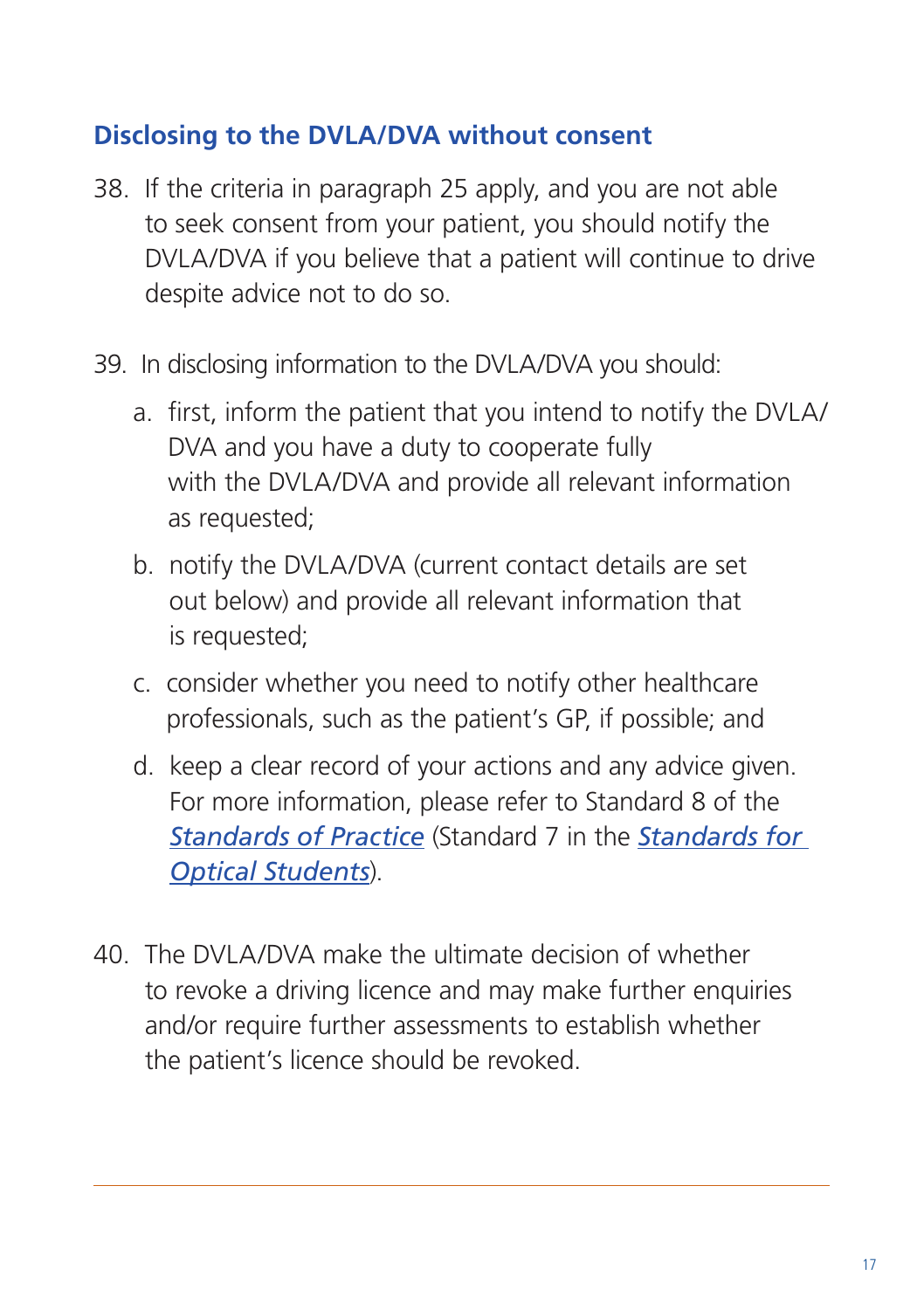## Disclosing to the DVLA/DVA without consent

38. If the criteria in paragraph 25 apply, and you are not able to seek consent from your patient, you should notify the DVLA/DVA if you believe that a patient will continue to drive despite advice not to do so.

39. In disclosing information to the DVLA/DVA you should:

    a. first, inform the patient that you intend to notify the DVLA/DVA and you have a duty to cooperate fully with the DVLA/DVA and provide all relevant information as requested;

    b. notify the DVLA/DVA (current contact details are set out below) and provide all relevant information that is requested;

    c. consider whether you need to notify other healthcare professionals, such as the patient's GP, if possible; and

    d. keep a clear record of your actions and any advice given. For more information, please refer to Standard 8 of the ***Standards of Practice*** (Standard 7 in the ***Standards for Optical Students***).

40. The DVLA/DVA make the ultimate decision of whether to revoke a driving licence and may make further enquiries and/or require further assessments to establish whether the patient's licence should be revoked.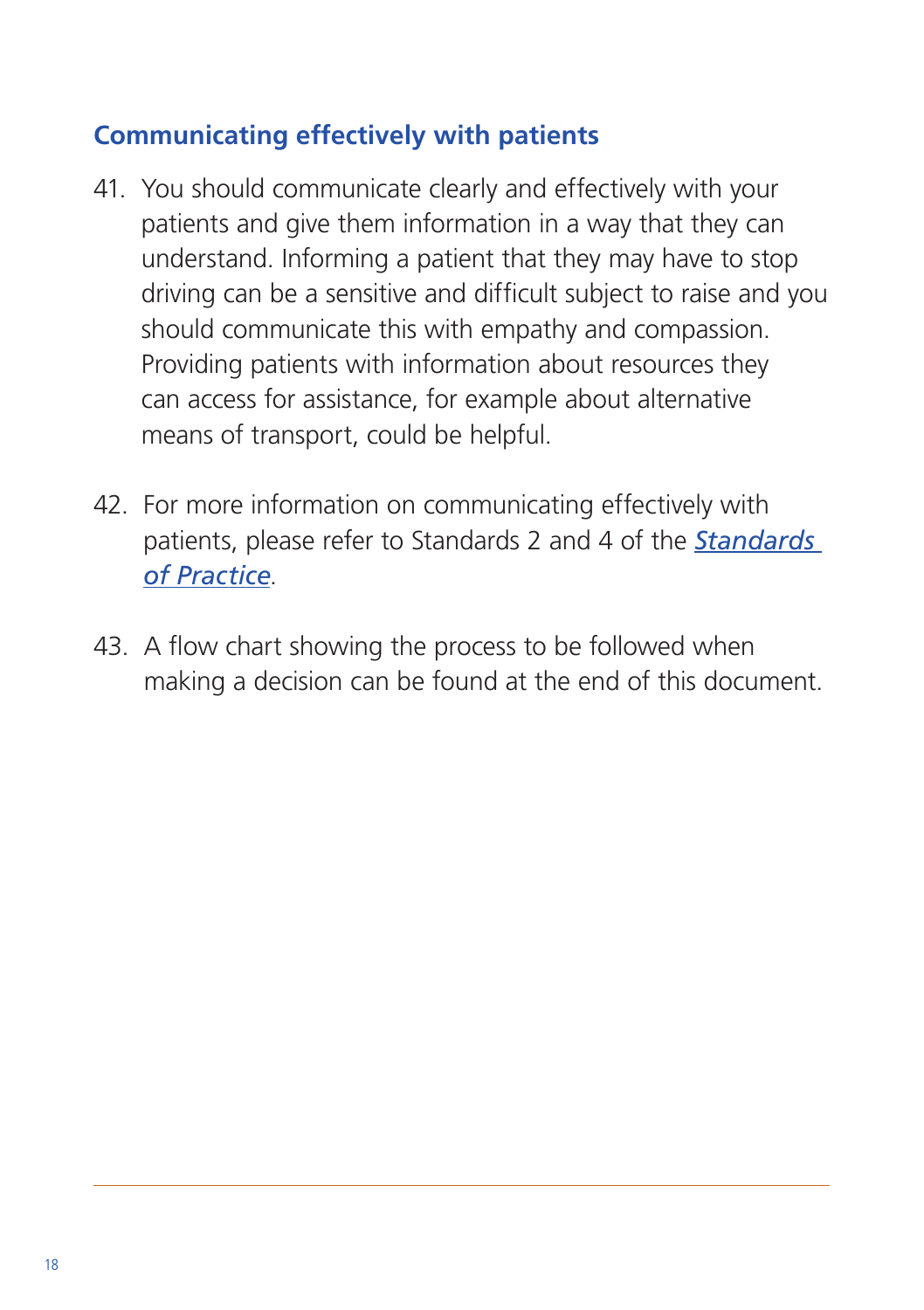## Communicating effectively with patients

41. You should communicate clearly and effectively with your patients and give them information in a way that they can understand. Informing a patient that they may have to stop driving can be a sensitive and difficult subject to raise and you should communicate this with empathy and compassion. Providing patients with information about resources they can access for assistance, for example about alternative means of transport, could be helpful.

42. For more information on communicating effectively with patients, please refer to Standards 2 and 4 of the *Standards of Practice*.

43. A flow chart showing the process to be followed when making a decision can be found at the end of this document.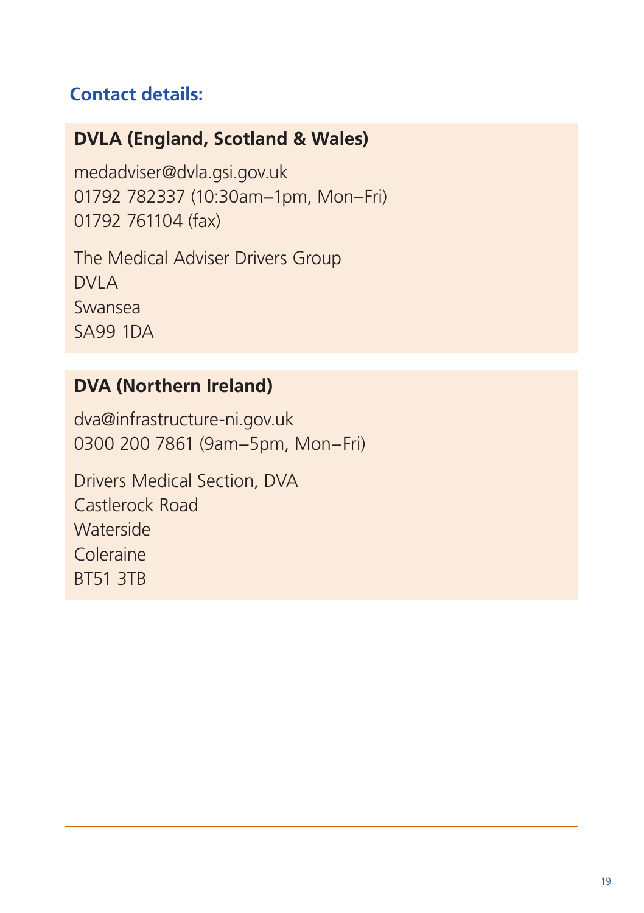## Contact details:

### DVLA (England, Scotland & Wales)

medadviser@dvla.gsi.gov.uk
01792 782337 (10:30am–1pm, Mon–Fri)
01792 761104 (fax)

The Medical Adviser Drivers Group
DVLA
Swansea
SA99 1DA

### DVA (Northern Ireland)

dva@infrastructure-ni.gov.uk
0300 200 7861 (9am–5pm, Mon–Fri)

Drivers Medical Section, DVA
Castlerock Road
Waterside
Coleraine
BT51 3TB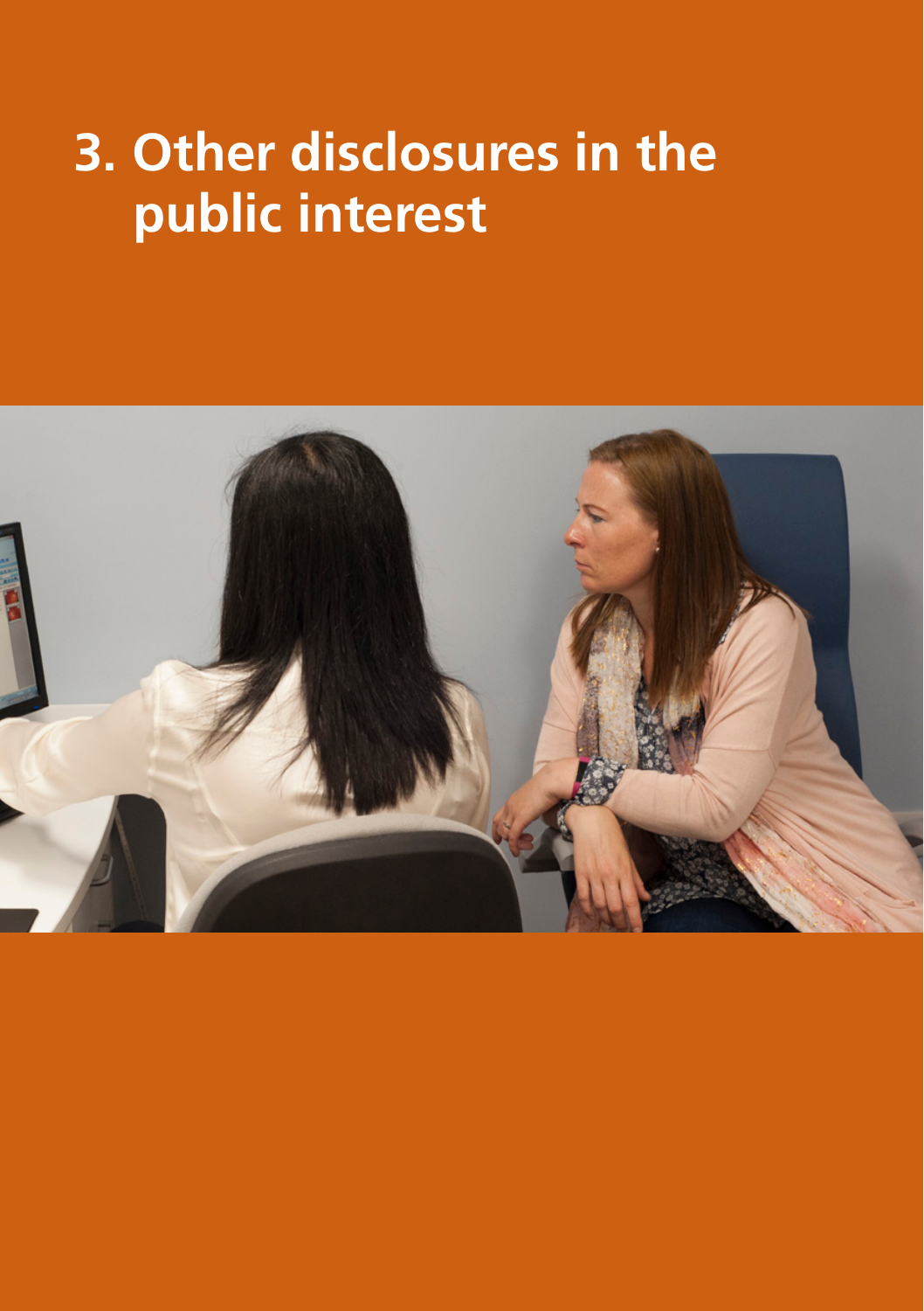# 3. Other disclosures in the public interest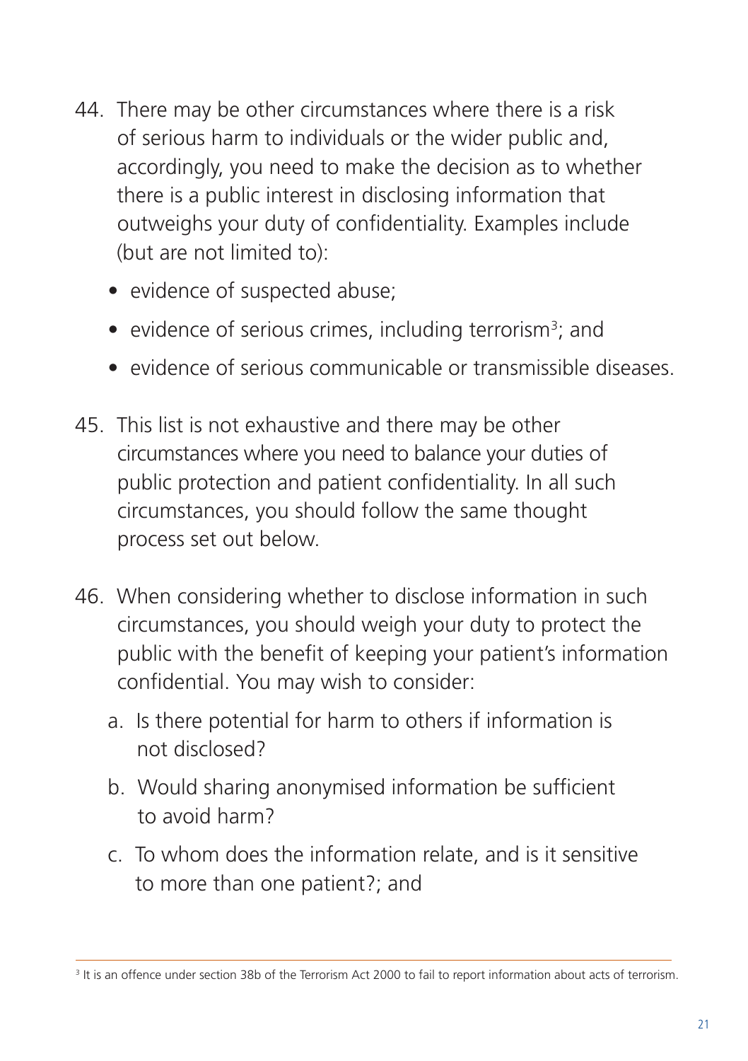44. There may be other circumstances where there is a risk of serious harm to individuals or the wider public and, accordingly, you need to make the decision as to whether there is a public interest in disclosing information that outweighs your duty of confidentiality. Examples include (but are not limited to):

    - evidence of suspected abuse;
    - evidence of serious crimes, including terrorism[3]; and
    - evidence of serious communicable or transmissible diseases.

45. This list is not exhaustive and there may be other circumstances where you need to balance your duties of public protection and patient confidentiality. In all such circumstances, you should follow the same thought process set out below.

46. When considering whether to disclose information in such circumstances, you should weigh your duty to protect the public with the benefit of keeping your patient's information confidential. You may wish to consider:

    a. Is there potential for harm to others if information is not disclosed?

    b. Would sharing anonymised information be sufficient to avoid harm?

    c. To whom does the information relate, and is it sensitive to more than one patient?; and

---

[3] It is an offence under section 38b of the Terrorism Act 2000 to fail to report information about acts of terrorism.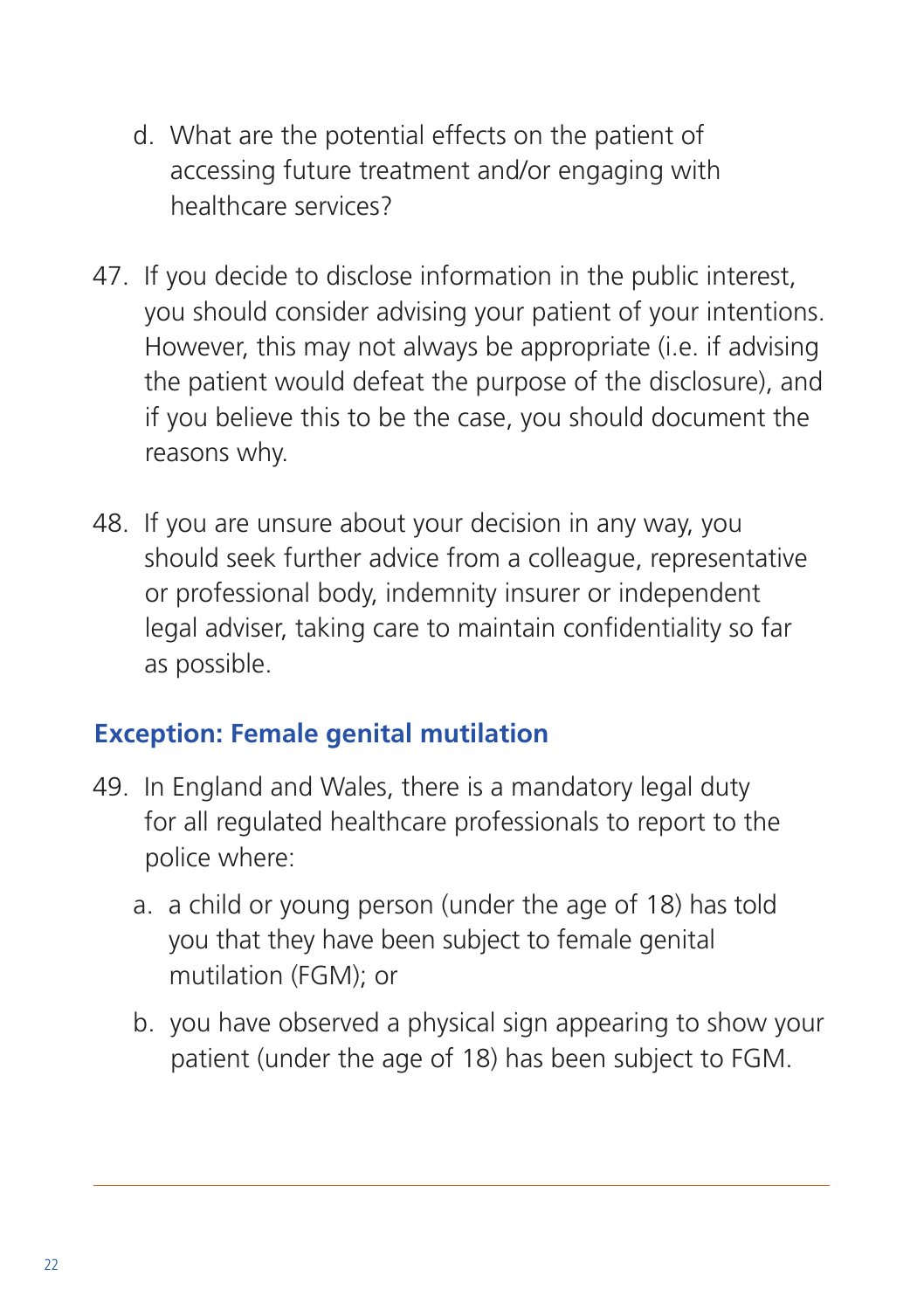d. What are the potential effects on the patient of accessing future treatment and/or engaging with healthcare services?

47. If you decide to disclose information in the public interest, you should consider advising your patient of your intentions. However, this may not always be appropriate (i.e. if advising the patient would defeat the purpose of the disclosure), and if you believe this to be the case, you should document the reasons why.

48. If you are unsure about your decision in any way, you should seek further advice from a colleague, representative or professional body, indemnity insurer or independent legal adviser, taking care to maintain confidentiality so far as possible.

### Exception: Female genital mutilation

49. In England and Wales, there is a mandatory legal duty for all regulated healthcare professionals to report to the police where:

    a. a child or young person (under the age of 18) has told you that they have been subject to female genital mutilation (FGM); or

    b. you have observed a physical sign appearing to show your patient (under the age of 18) has been subject to FGM.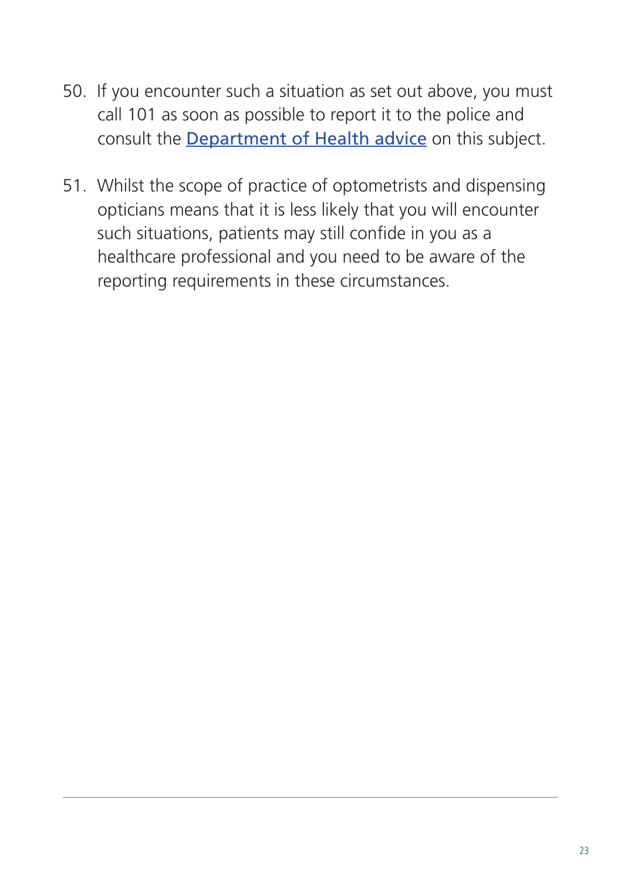50. If you encounter such a situation as set out above, you must call 101 as soon as possible to report it to the police and consult the Department of Health advice on this subject.

51. Whilst the scope of practice of optometrists and dispensing opticians means that it is less likely that you will encounter such situations, patients may still confide in you as a healthcare professional and you need to be aware of the reporting requirements in these circumstances.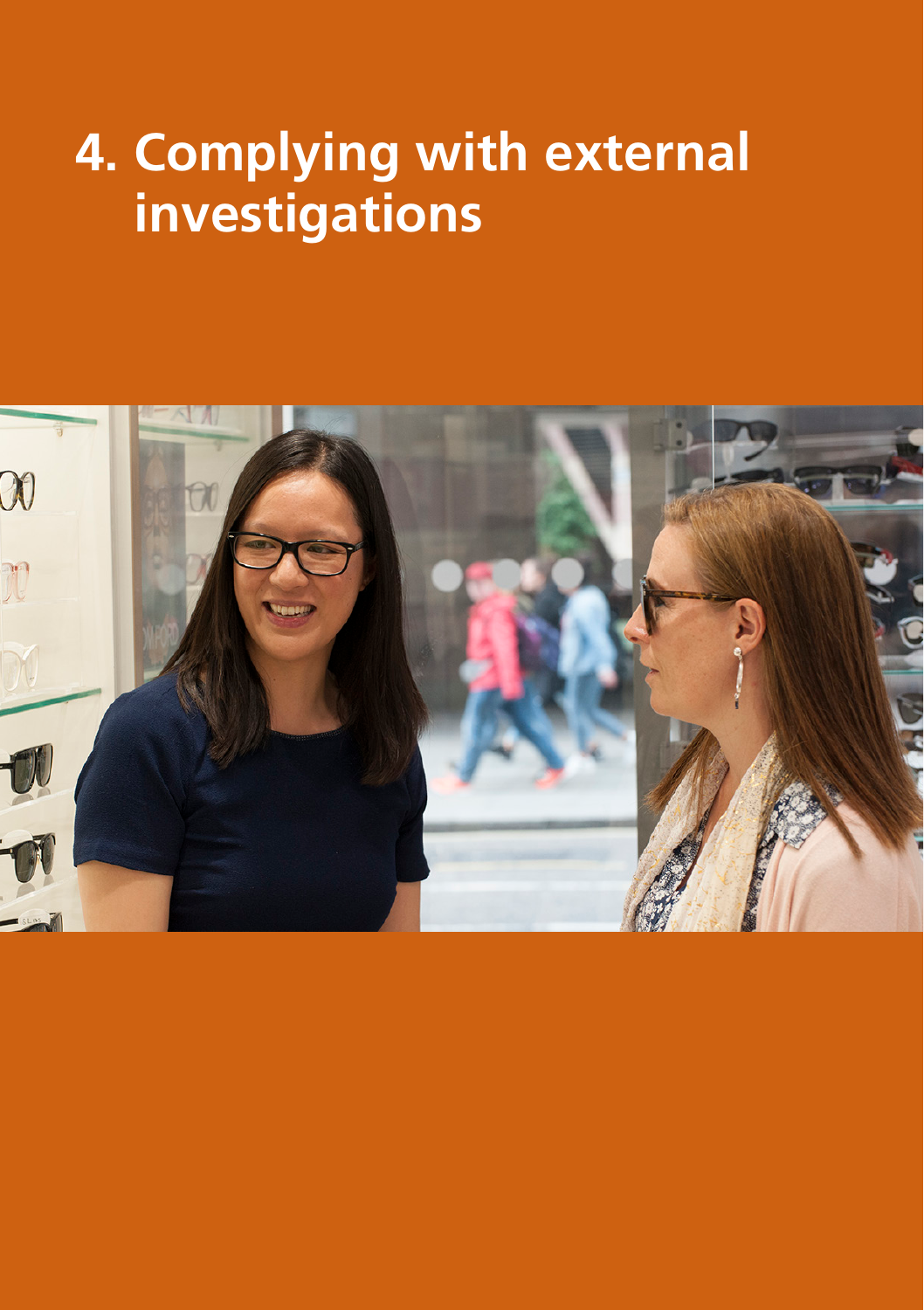# 4. Complying with external investigations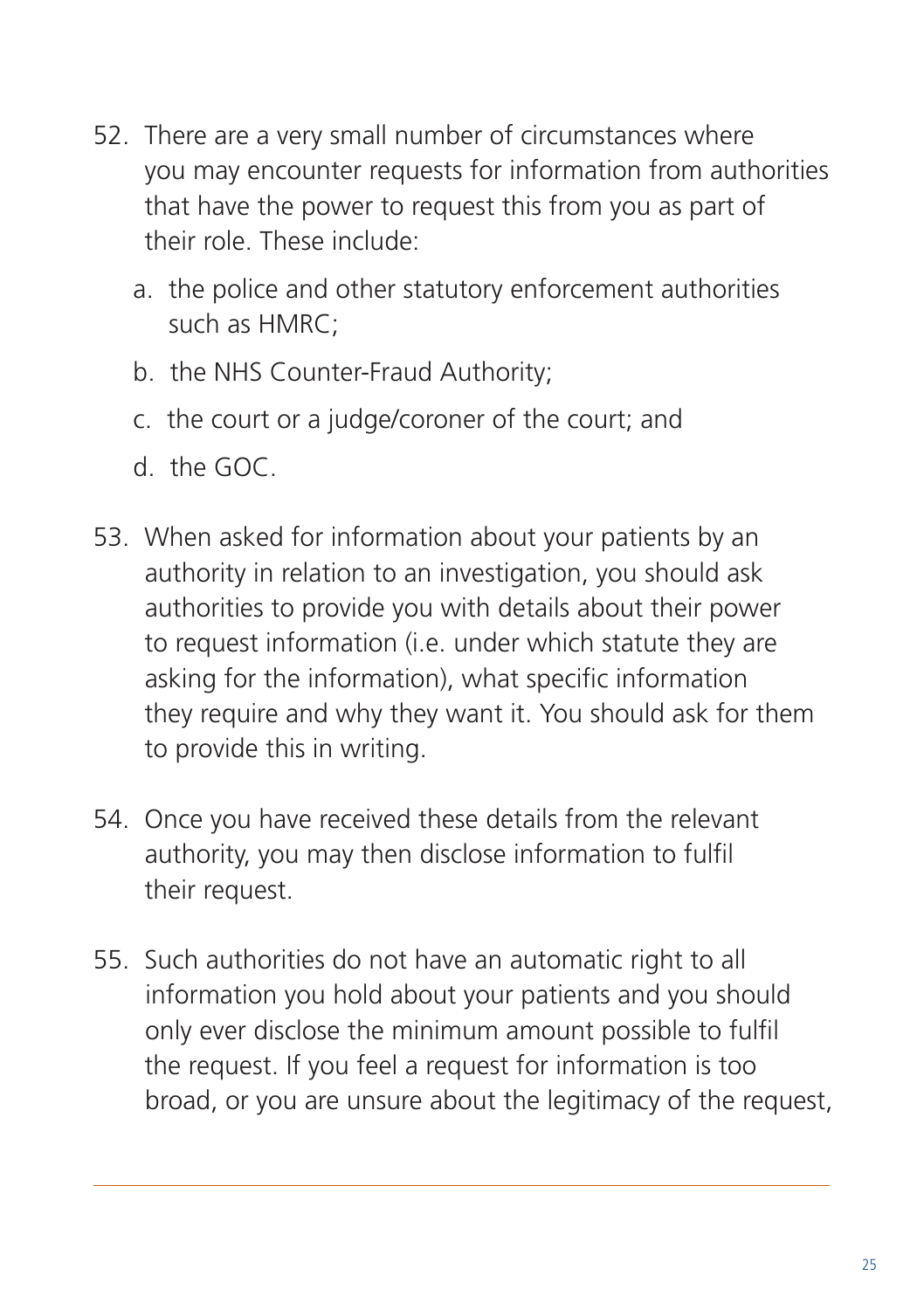52. There are a very small number of circumstances where you may encounter requests for information from authorities that have the power to request this from you as part of their role. These include:

    a. the police and other statutory enforcement authorities such as HMRC;

    b. the NHS Counter-Fraud Authority;

    c. the court or a judge/coroner of the court; and

    d. the GOC.

53. When asked for information about your patients by an authority in relation to an investigation, you should ask authorities to provide you with details about their power to request information (i.e. under which statute they are asking for the information), what specific information they require and why they want it. You should ask for them to provide this in writing.

54. Once you have received these details from the relevant authority, you may then disclose information to fulfil their request.

55. Such authorities do not have an automatic right to all information you hold about your patients and you should only ever disclose the minimum amount possible to fulfil the request. If you feel a request for information is too broad, or you are unsure about the legitimacy of the request,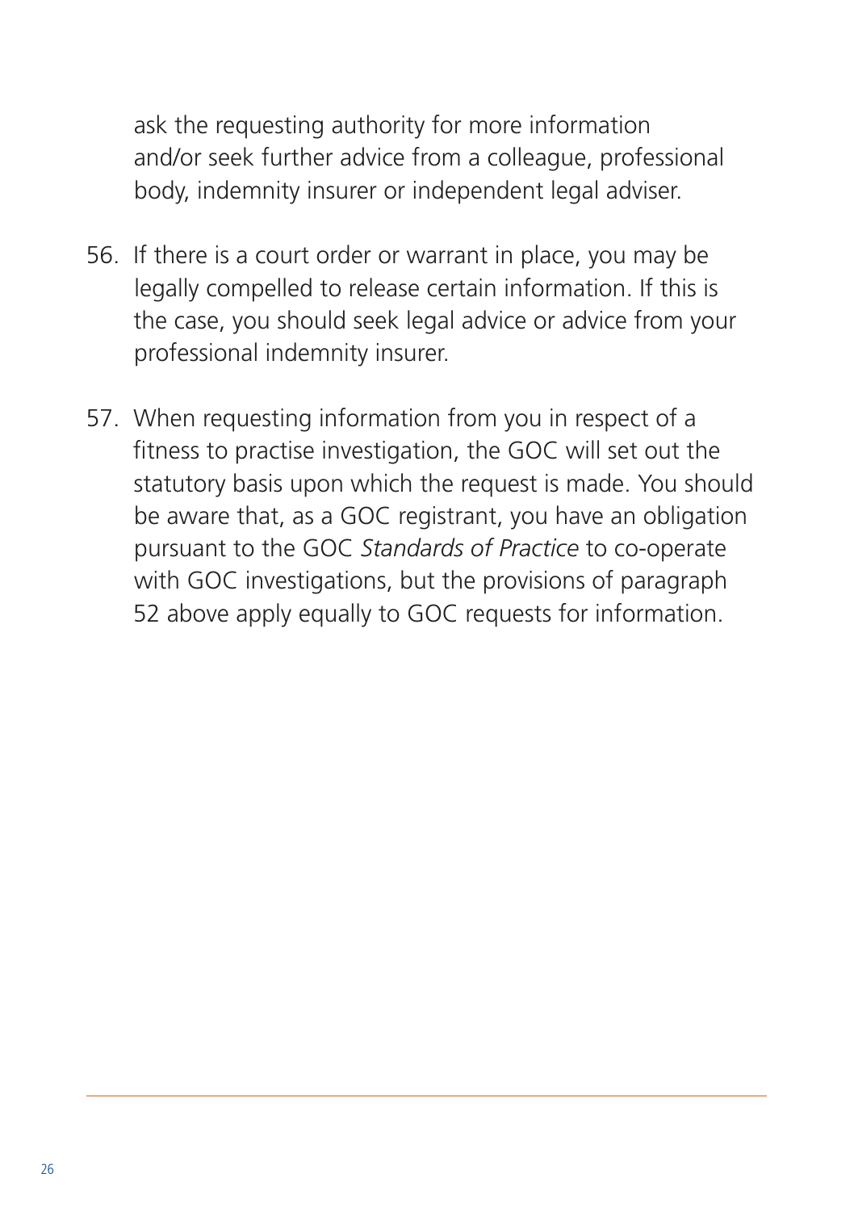ask the requesting authority for more information and/or seek further advice from a colleague, professional body, indemnity insurer or independent legal adviser.

56. If there is a court order or warrant in place, you may be legally compelled to release certain information. If this is the case, you should seek legal advice or advice from your professional indemnity insurer.

57. When requesting information from you in respect of a fitness to practise investigation, the GOC will set out the statutory basis upon which the request is made. You should be aware that, as a GOC registrant, you have an obligation pursuant to the GOC *Standards of Practice* to co-operate with GOC investigations, but the provisions of paragraph 52 above apply equally to GOC requests for information.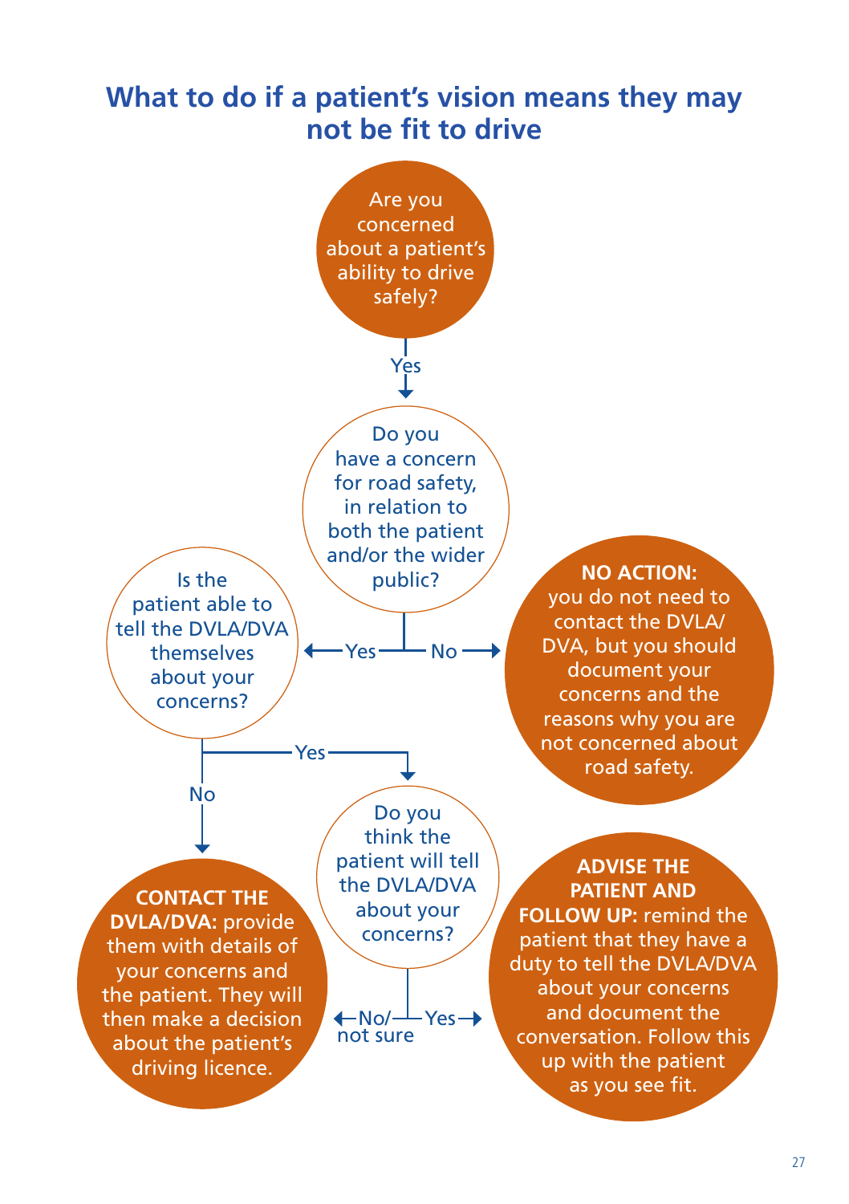# What to do if a patient's vision means they may not be fit to drive

Are you concerned about a patient's ability to drive safely?

Yes ↓

Do you have a concern for road safety, in relation to both the patient and/or the wider public?

← Yes — No →

**NO ACTION:** you do not need to contact the DVLA/DVA, but you should document your concerns and the reasons why you are not concerned about road safety.

Is the patient able to tell the DVLA/DVA themselves about your concerns?

No ↓ — Yes →

**CONTACT THE DVLA/DVA:** provide them with details of your concerns and the patient. They will then make a decision about the patient's driving licence.

Do you think the patient will tell the DVLA/DVA about your concerns?

← No/not sure — Yes →

**ADVISE THE PATIENT AND FOLLOW UP:** remind the patient that they have a duty to tell the DVLA/DVA about your concerns and document the conversation. Follow this up with the patient as you see fit.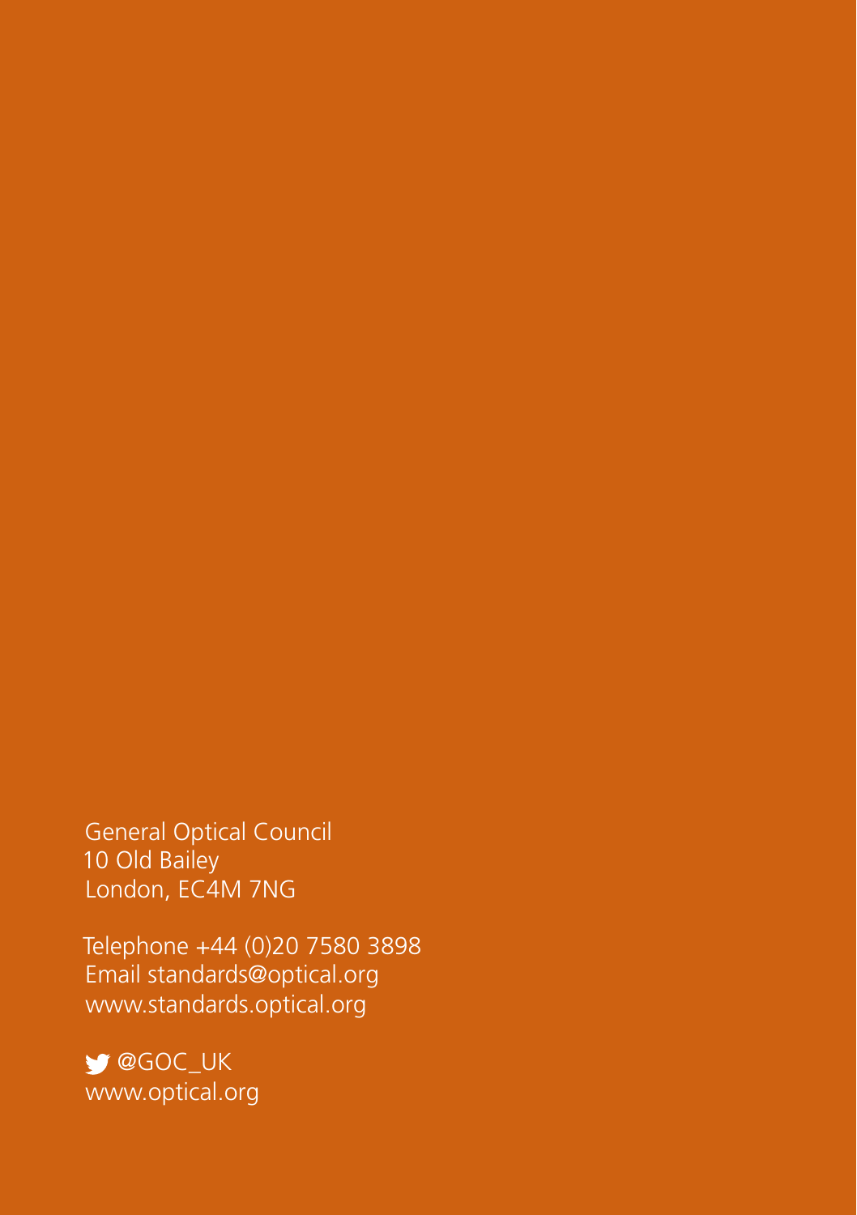General Optical Council
10 Old Bailey
London, EC4M 7NG

Telephone +44 (0)20 7580 3898
Email standards@optical.org
www.standards.optical.org

@GOC_UK
www.optical.org